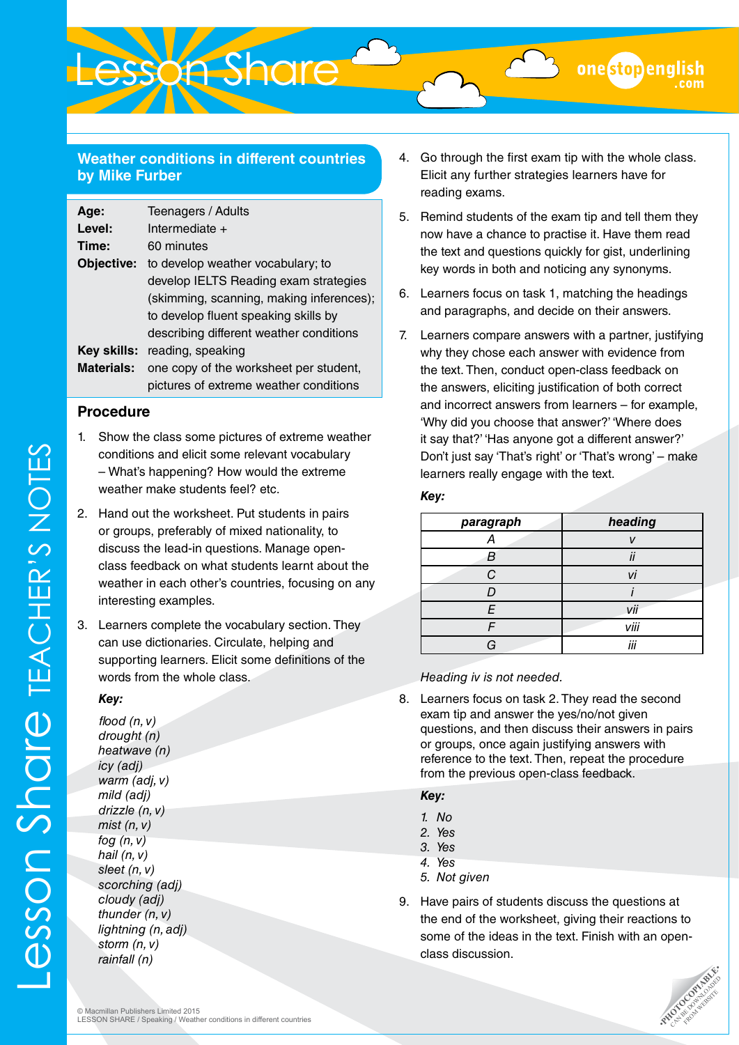## Weather conditions in different countries by Mike Furber

**Age:** Teenagers / Adults
**Level:** Intermediate +
**Time:** 60 minutes
**Objective:** to develop weather vocabulary; to develop IELTS Reading exam strategies (skimming, scanning, making inferences); to develop fluent speaking skills by describing different weather conditions
**Key skills:** reading, speaking
**Materials:** one copy of the worksheet per student, pictures of extreme weather conditions

### Procedure

1. Show the class some pictures of extreme weather conditions and elicit some relevant vocabulary – What's happening? How would the extreme weather make students feel? etc.
2. Hand out the worksheet. Put students in pairs or groups, preferably of mixed nationality, to discuss the lead-in questions. Manage open-class feedback on what students learnt about the weather in each other's countries, focusing on any interesting examples.
3. Learners complete the vocabulary section. They can use dictionaries. Circulate, helping and supporting learners. Elicit some definitions of the words from the whole class.

   ***Key:***

   *flood (n, v)*
   *drought (n)*
   *heatwave (n)*
   *icy (adj)*
   *warm (adj, v)*
   *mild (adj)*
   *drizzle (n, v)*
   *mist (n, v)*
   *fog (n, v)*
   *hail (n, v)*
   *sleet (n, v)*
   *scorching (adj)*
   *cloudy (adj)*
   *thunder (n, v)*
   *lightning (n, adj)*
   *storm (n, v)*
   *rainfall (n)*

4. Go through the first exam tip with the whole class. Elicit any further strategies learners have for reading exams.
5. Remind students of the exam tip and tell them they now have a chance to practise it. Have them read the text and questions quickly for gist, underlining key words in both and noticing any synonyms.
6. Learners focus on task 1, matching the headings and paragraphs, and decide on their answers.
7. Learners compare answers with a partner, justifying why they chose each answer with evidence from the text. Then, conduct open-class feedback on the answers, eliciting justification of both correct and incorrect answers from learners – for example, 'Why did you choose that answer?' 'Where does it say that?' 'Has anyone got a different answer?' Don't just say 'That's right' or 'That's wrong' – make learners really engage with the text.

   ***Key:***

   | *paragraph* | *heading* |
   |---|---|
   | *A* | *v* |
   | *B* | *ii* |
   | *C* | *vi* |
   | *D* | *i* |
   | *E* | *vii* |
   | *F* | *viii* |
   | *G* | *iii* |

   *Heading iv is not needed.*

8. Learners focus on task 2. They read the second exam tip and answer the yes/no/not given questions, and then discuss their answers in pairs or groups, once again justifying answers with reference to the text. Then, repeat the procedure from the previous open-class feedback.

   ***Key:***

   *1. No*
   *2. Yes*
   *3. Yes*
   *4. Yes*
   *5. Not given*

9. Have pairs of students discuss the questions at the end of the worksheet, giving their reactions to some of the ideas in the text. Finish with an open-class discussion.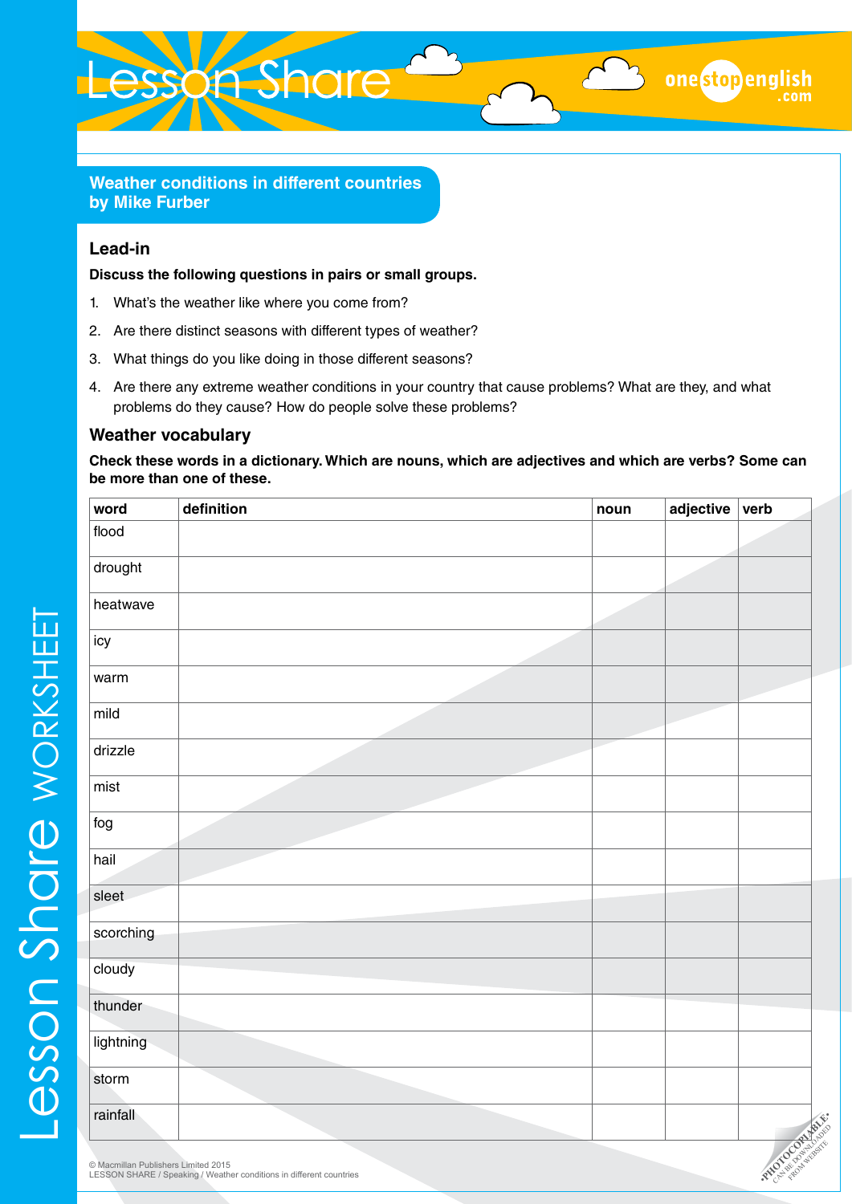## Weather conditions in different countries by Mike Furber

### Lead-in

**Discuss the following questions in pairs or small groups.**

1. What's the weather like where you come from?
2. Are there distinct seasons with different types of weather?
3. What things do you like doing in those different seasons?
4. Are there any extreme weather conditions in your country that cause problems? What are they, and what problems do they cause? How do people solve these problems?

### Weather vocabulary

**Check these words in a dictionary. Which are nouns, which are adjectives and which are verbs? Some can be more than one of these.**

| word | definition | noun | adjective | verb |
|---|---|---|---|---|
| flood | | | | |
| drought | | | | |
| heatwave | | | | |
| icy | | | | |
| warm | | | | |
| mild | | | | |
| drizzle | | | | |
| mist | | | | |
| fog | | | | |
| hail | | | | |
| sleet | | | | |
| scorching | | | | |
| cloudy | | | | |
| thunder | | | | |
| lightning | | | | |
| storm | | | | |
| rainfall | | | | |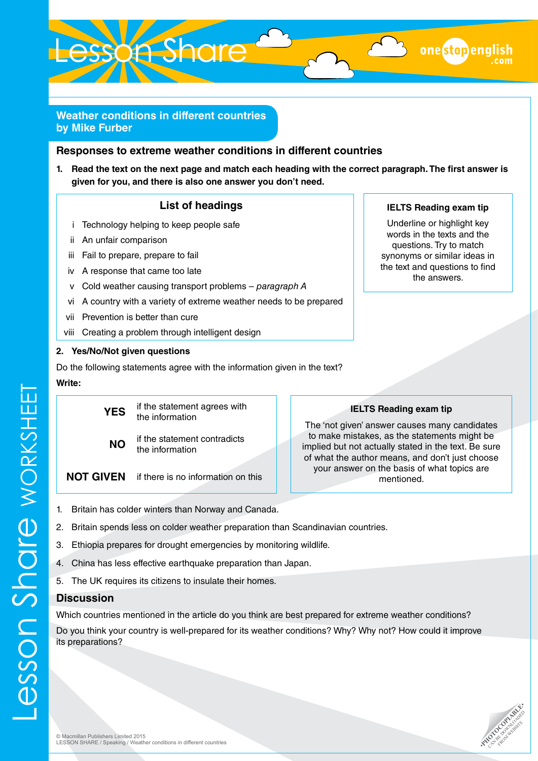## Weather conditions in different countries by Mike Furber

### Responses to extreme weather conditions in different countries

**1. Read the text on the next page and match each heading with the correct paragraph. The first answer is given for you, and there is also one answer you don't need.**

**List of headings**

- i Technology helping to keep people safe
- ii An unfair comparison
- iii Fail to prepare, prepare to fail
- iv A response that came too late
- v Cold weather causing transport problems – *paragraph A*
- vi A country with a variety of extreme weather needs to be prepared
- vii Prevention is better than cure
- viii Creating a problem through intelligent design

**IELTS Reading exam tip**

Underline or highlight key words in the texts and the questions. Try to match synonyms or similar ideas in the text and questions to find the answers.

**2. Yes/No/Not given questions**

Do the following statements agree with the information given in the text?

**Write:**

| | |
|---|---|
| **YES** | if the statement agrees with the information |
| **NO** | if the statement contradicts the information |
| **NOT GIVEN** | if there is no information on this |

**IELTS Reading exam tip**

The 'not given' answer causes many candidates to make mistakes, as the statements might be implied but not actually stated in the text. Be sure of what the author means, and don't just choose your answer on the basis of what topics are mentioned.

1. Britain has colder winters than Norway and Canada.
2. Britain spends less on colder weather preparation than Scandinavian countries.
3. Ethiopia prepares for drought emergencies by monitoring wildlife.
4. China has less effective earthquake preparation than Japan.
5. The UK requires its citizens to insulate their homes.

### Discussion

Which countries mentioned in the article do you think are best prepared for extreme weather conditions?

Do you think your country is well-prepared for its weather conditions? Why? Why not? How could it improve its preparations?

© Macmillan Publishers Limited 2015
LESSON SHARE / Speaking / Weather conditions in different countries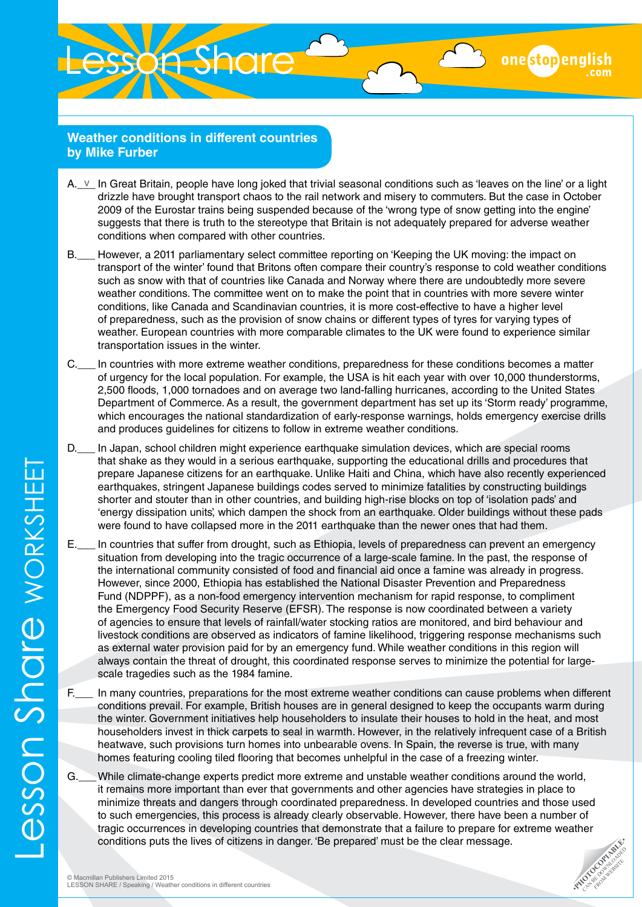## Weather conditions in different countries by Mike Furber

A.\_V\_ In Great Britain, people have long joked that trivial seasonal conditions such as 'leaves on the line' or a light drizzle have brought transport chaos to the rail network and misery to commuters. But the case in October 2009 of the Eurostar trains being suspended because of the 'wrong type of snow getting into the engine' suggests that there is truth to the stereotype that Britain is not adequately prepared for adverse weather conditions when compared with other countries.

B.\_\_\_ However, a 2011 parliamentary select committee reporting on 'Keeping the UK moving: the impact on transport of the winter' found that Britons often compare their country's response to cold weather conditions such as snow with that of countries like Canada and Norway where there are undoubtedly more severe weather conditions. The committee went on to make the point that in countries with more severe winter conditions, like Canada and Scandinavian countries, it is more cost-effective to have a higher level of preparedness, such as the provision of snow chains or different types of tyres for varying types of weather. European countries with more comparable climates to the UK were found to experience similar transportation issues in the winter.

C.\_\_\_ In countries with more extreme weather conditions, preparedness for these conditions becomes a matter of urgency for the local population. For example, the USA is hit each year with over 10,000 thunderstorms, 2,500 floods, 1,000 tornadoes and on average two land-falling hurricanes, according to the United States Department of Commerce. As a result, the government department has set up its 'Storm ready' programme, which encourages the national standardization of early-response warnings, holds emergency exercise drills and produces guidelines for citizens to follow in extreme weather conditions.

D.\_\_\_ In Japan, school children might experience earthquake simulation devices, which are special rooms that shake as they would in a serious earthquake, supporting the educational drills and procedures that prepare Japanese citizens for an earthquake. Unlike Haiti and China, which have also recently experienced earthquakes, stringent Japanese buildings codes served to minimize fatalities by constructing buildings shorter and stouter than in other countries, and building high-rise blocks on top of 'isolation pads' and 'energy dissipation units', which dampen the shock from an earthquake. Older buildings without these pads were found to have collapsed more in the 2011 earthquake than the newer ones that had them.

E.\_\_\_ In countries that suffer from drought, such as Ethiopia, levels of preparedness can prevent an emergency situation from developing into the tragic occurrence of a large-scale famine. In the past, the response of the international community consisted of food and financial aid once a famine was already in progress. However, since 2000, Ethiopia has established the National Disaster Prevention and Preparedness Fund (NDPPF), as a non-food emergency intervention mechanism for rapid response, to compliment the Emergency Food Security Reserve (EFSR). The response is now coordinated between a variety of agencies to ensure that levels of rainfall/water stocking ratios are monitored, and bird behaviour and livestock conditions are observed as indicators of famine likelihood, triggering response mechanisms such as external water provision paid for by an emergency fund. While weather conditions in this region will always contain the threat of drought, this coordinated response serves to minimize the potential for large-scale tragedies such as the 1984 famine.

F.\_\_\_ In many countries, preparations for the most extreme weather conditions can cause problems when different conditions prevail. For example, British houses are in general designed to keep the occupants warm during the winter. Government initiatives help householders to insulate their houses to hold in the heat, and most householders invest in thick carpets to seal in warmth. However, in the relatively infrequent case of a British heatwave, such provisions turn homes into unbearable ovens. In Spain, the reverse is true, with many homes featuring cooling tiled flooring that becomes unhelpful in the case of a freezing winter.

G.\_\_\_ While climate-change experts predict more extreme and unstable weather conditions around the world, it remains more important than ever that governments and other agencies have strategies in place to minimize threats and dangers through coordinated preparedness. In developed countries and those used to such emergencies, this process is already clearly observable. However, there have been a number of tragic occurrences in developing countries that demonstrate that a failure to prepare for extreme weather conditions puts the lives of citizens in danger. 'Be prepared' must be the clear message.